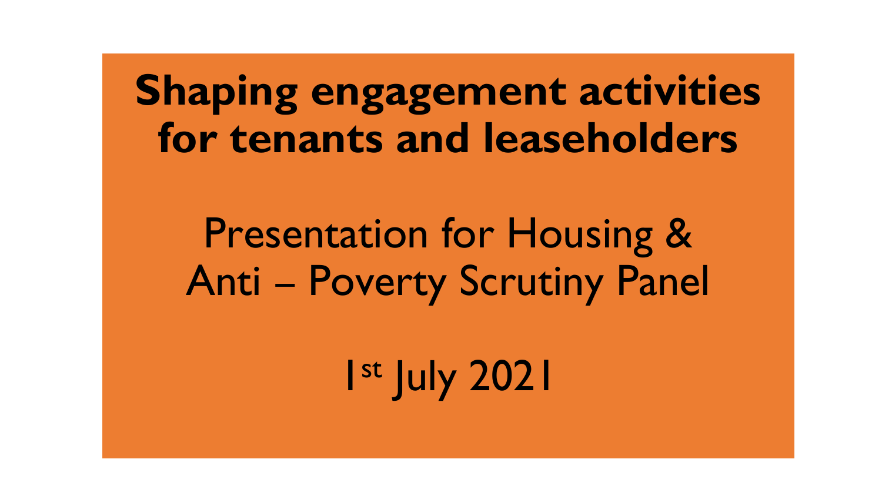# Shaping engagement activities for tenants and leaseholders

Presentation for Housing & Anti – Poverty Scrutiny Panel

1st July 2021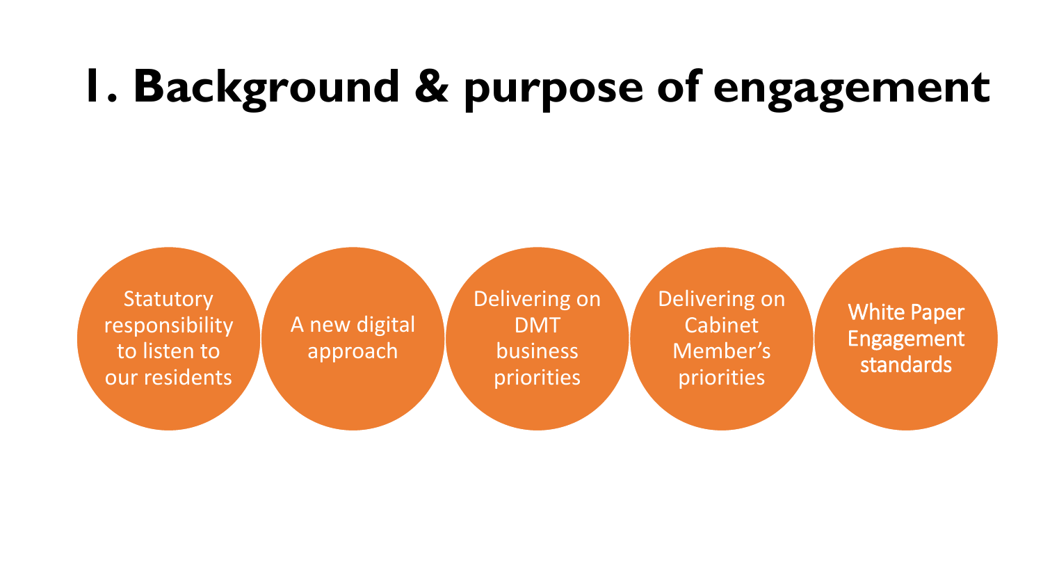# 1. Background & purpose of engagement

- Statutory responsibility to listen to our residents
- A new digital approach
- Delivering on DMT business priorities
- Delivering on Cabinet Member's priorities
- White Paper Engagement standards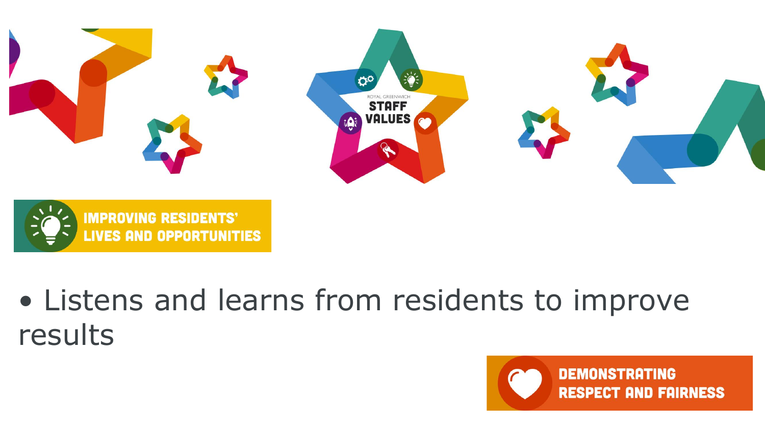ROYAL GREENWICH
STAFF VALUES

**IMPROVING RESIDENTS' LIVES AND OPPORTUNITIES**

- Listens and learns from residents to improve results

**DEMONSTRATING RESPECT AND FAIRNESS**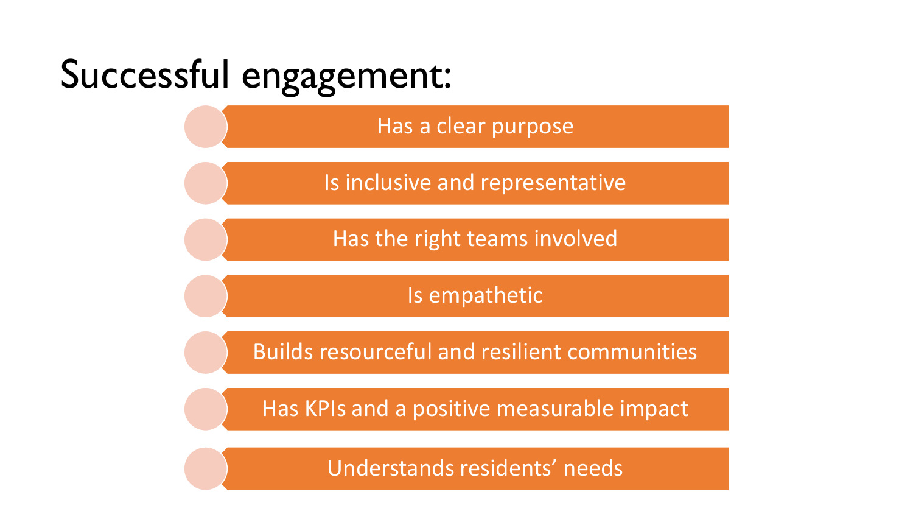# Successful engagement:

- Has a clear purpose
- Is inclusive and representative
- Has the right teams involved
- Is empathetic
- Builds resourceful and resilient communities
- Has KPIs and a positive measurable impact
- Understands residents' needs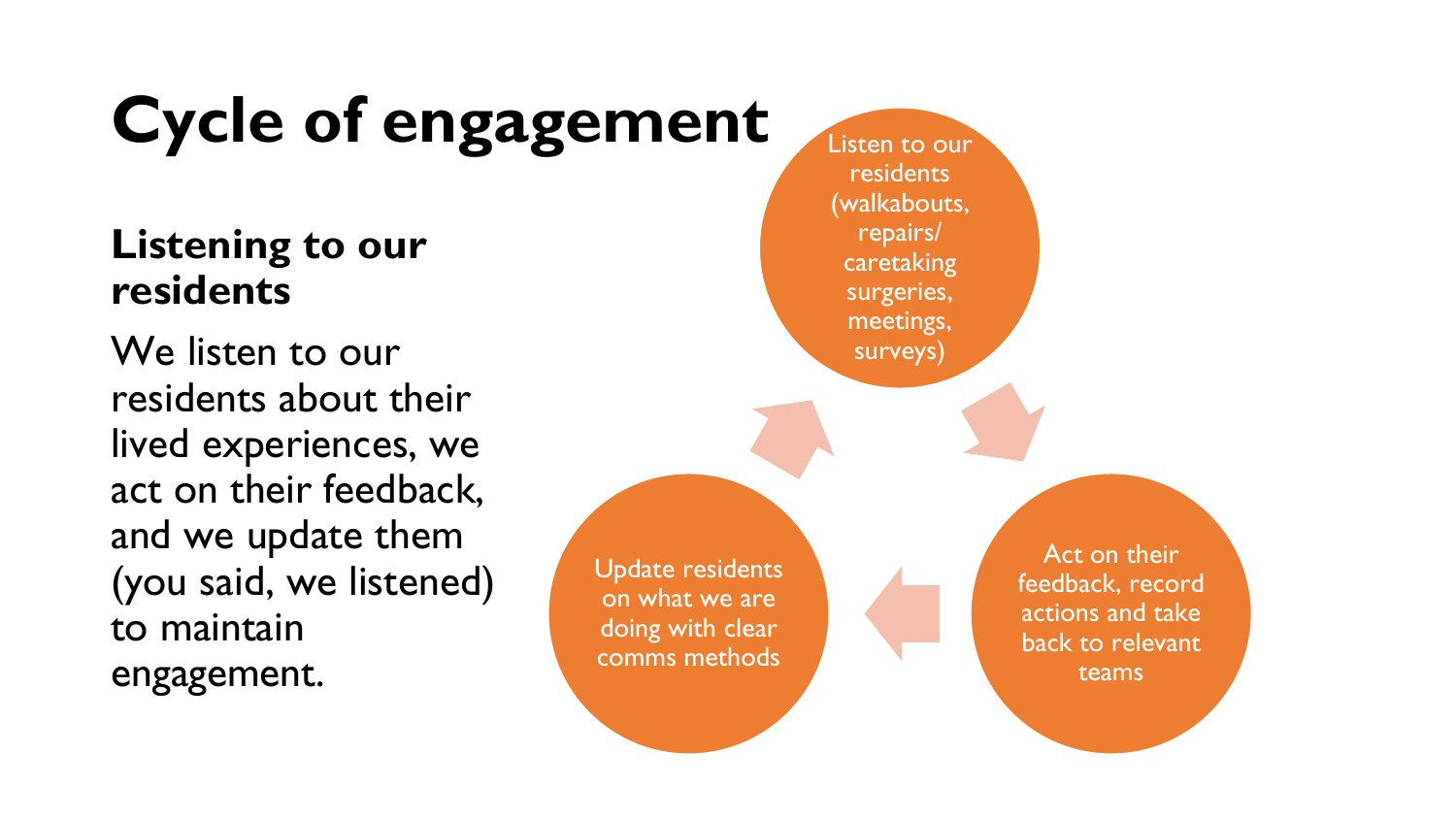# Cycle of engagement

## Listening to our residents

We listen to our residents about their lived experiences, we act on their feedback, and we update them (you said, we listened) to maintain engagement.

Listen to our residents (walkabouts, repairs/ caretaking surgeries, meetings, surveys)

Act on their feedback, record actions and take back to relevant teams

Update residents on what we are doing with clear comms methods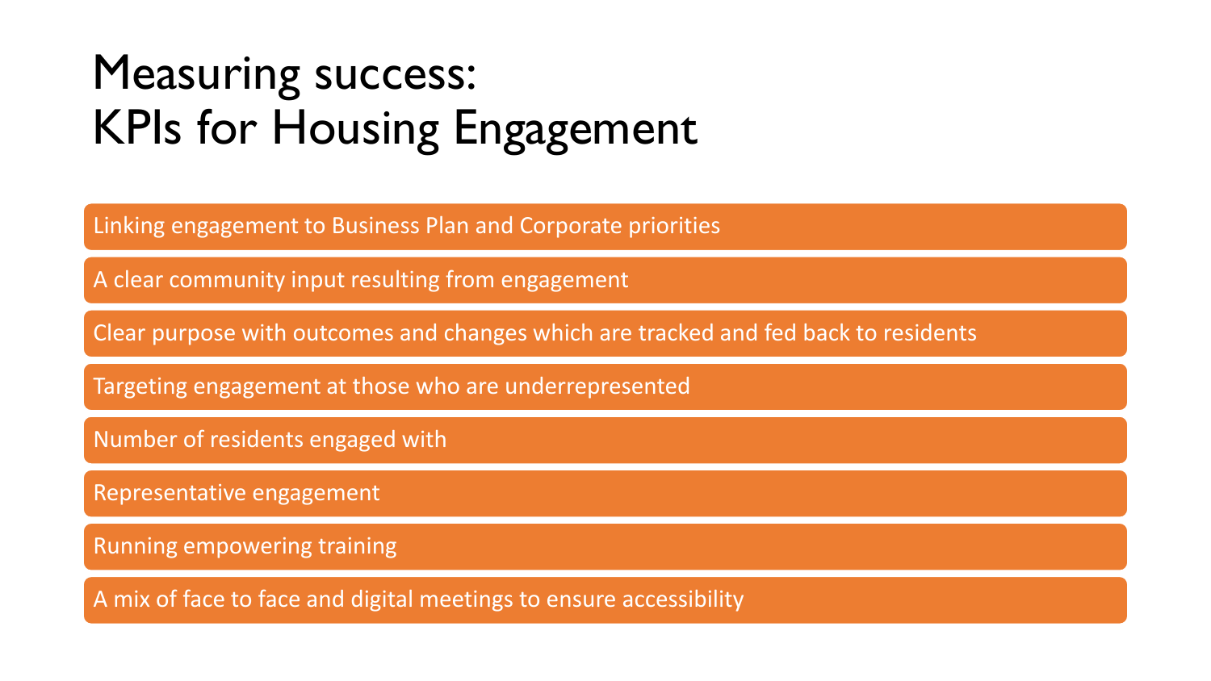# Measuring success: KPIs for Housing Engagement

- Linking engagement to Business Plan and Corporate priorities
- A clear community input resulting from engagement
- Clear purpose with outcomes and changes which are tracked and fed back to residents
- Targeting engagement at those who are underrepresented
- Number of residents engaged with
- Representative engagement
- Running empowering training
- A mix of face to face and digital meetings to ensure accessibility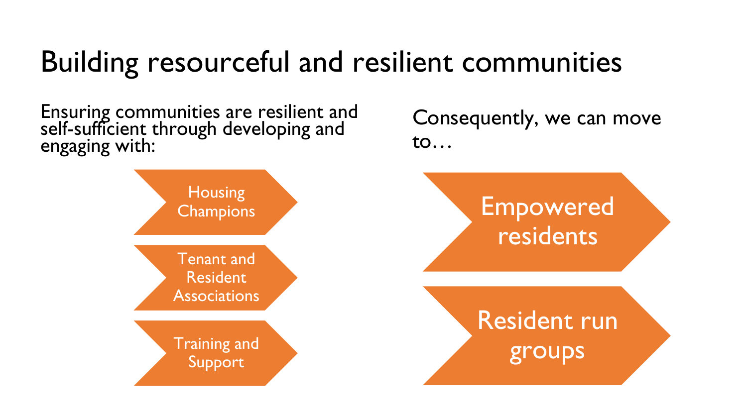# Building resourceful and resilient communities

Ensuring communities are resilient and self-sufficient through developing and engaging with:

- Housing Champions
- Tenant and Resident Associations
- Training and Support

Consequently, we can move to…

- Empowered residents
- Resident run groups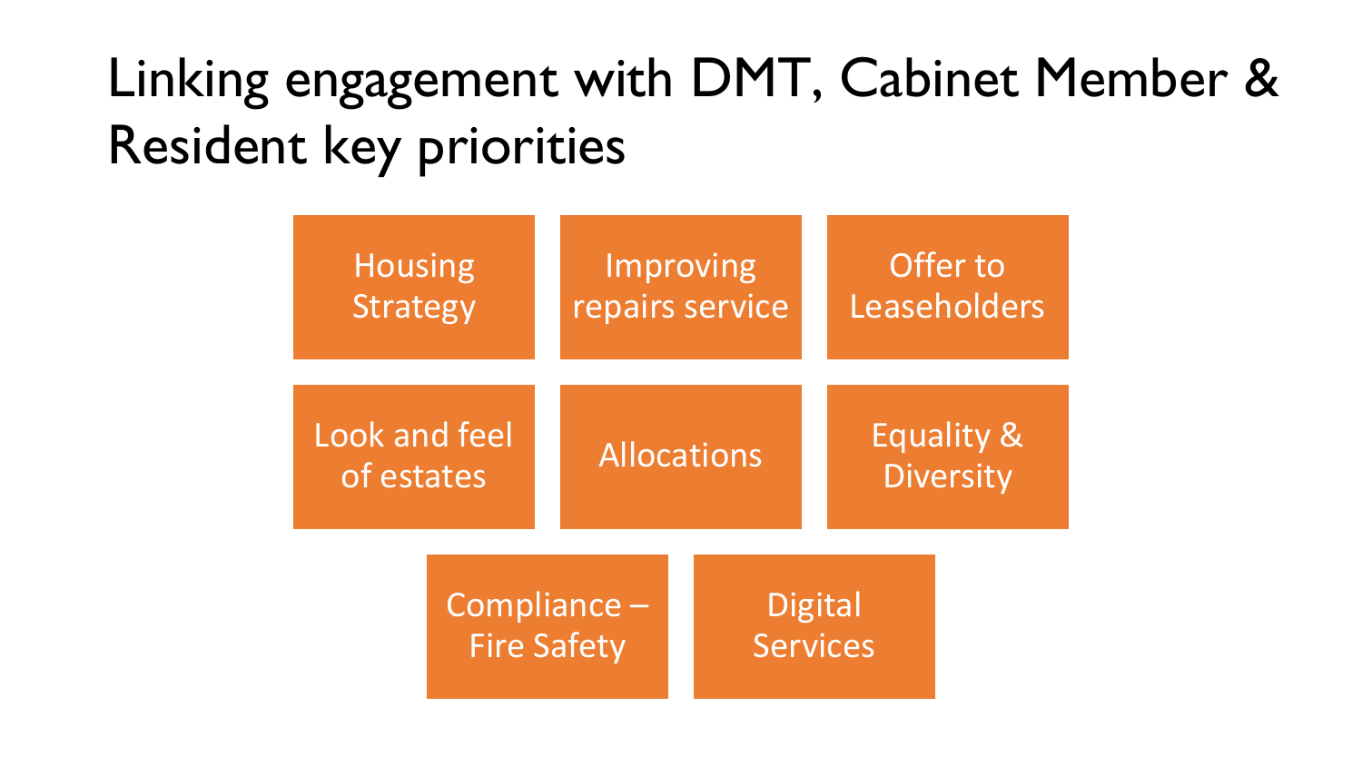# Linking engagement with DMT, Cabinet Member & Resident key priorities

- Housing Strategy
- Improving repairs service
- Offer to Leaseholders
- Look and feel of estates
- Allocations
- Equality & Diversity
- Compliance – Fire Safety
- Digital Services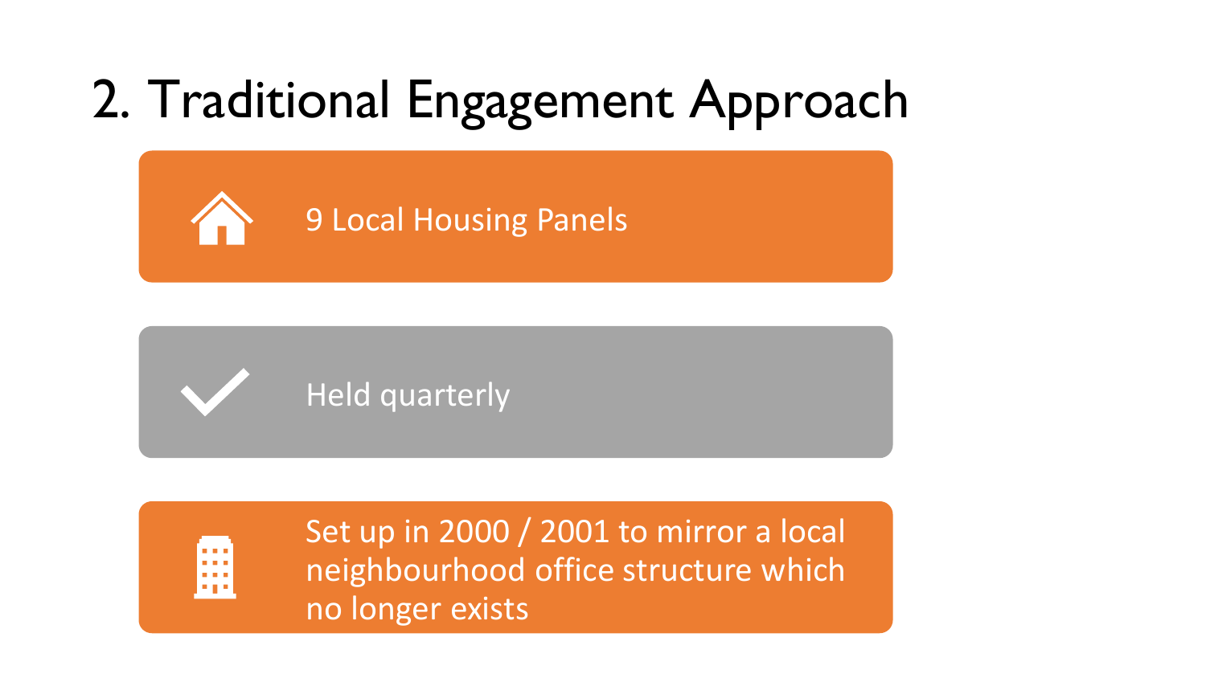# 2. Traditional Engagement Approach

- 9 Local Housing Panels
- Held quarterly
- Set up in 2000 / 2001 to mirror a local neighbourhood office structure which no longer exists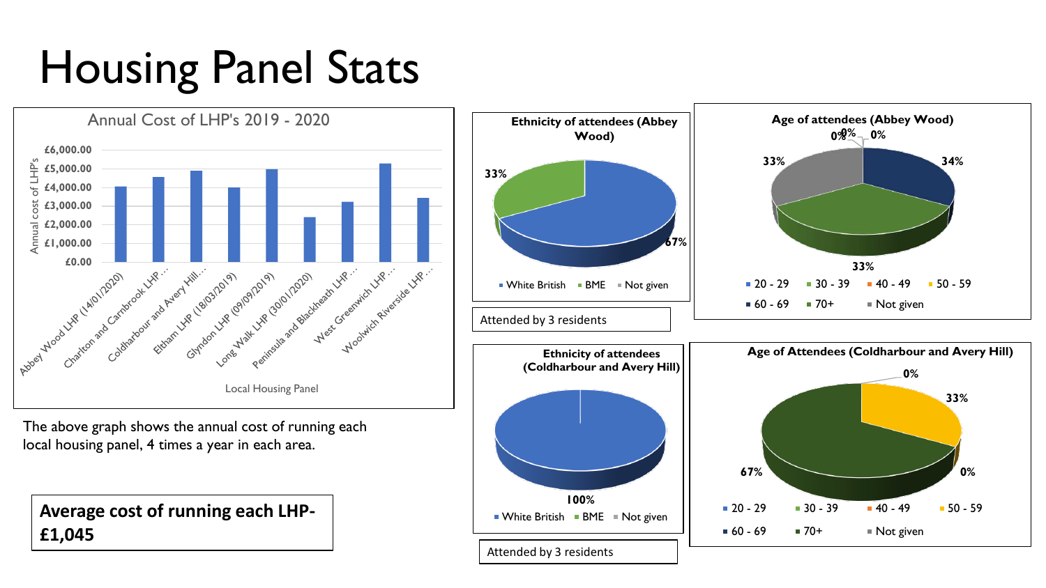# Housing Panel Stats

**Annual Cost of LHP's 2019 - 2020**

Annual cost of LHP's

£6,000.00
£5,000.00
£4,000.00
£3,000.00
£2,000.00
£1,000.00
£0.00

Abbey Wood LHP (14/01/2020)
Charlton and Carnbrook LHP ...
Coldharbour and Avery Hill...
Eltham LHP (18/03/2019)
Glyndon LHP (09/09/2019)
Long Walk LHP (30/01/2020)
Peninsula and Blackheath LHP ...
West Greenwich LHP ...
Woolwich Riverside LHP ...

Local Housing Panel

The above graph shows the annual cost of running each local housing panel, 4 times a year in each area.

**Average cost of running each LHP- £1,045**

**Ethnicity of attendees (Abbey Wood)**

33%
67%

White British | BME | Not given

Attended by 3 residents

**Age of attendees (Abbey Wood)**

0% 0% 0%
33%
34%
33%

20 - 29 | 30 - 39 | 40 - 49 | 50 - 59 | 60 - 69 | 70+ | Not given

**Ethnicity of attendees (Coldharbour and Avery Hill)**

100%

White British | BME | Not given

Attended by 3 residents

**Age of Attendees (Coldharbour and Avery Hill)**

0%
33%
67%
0%

20 - 29 | 30 - 39 | 40 - 49 | 50 - 59 | 60 - 69 | 70+ | Not given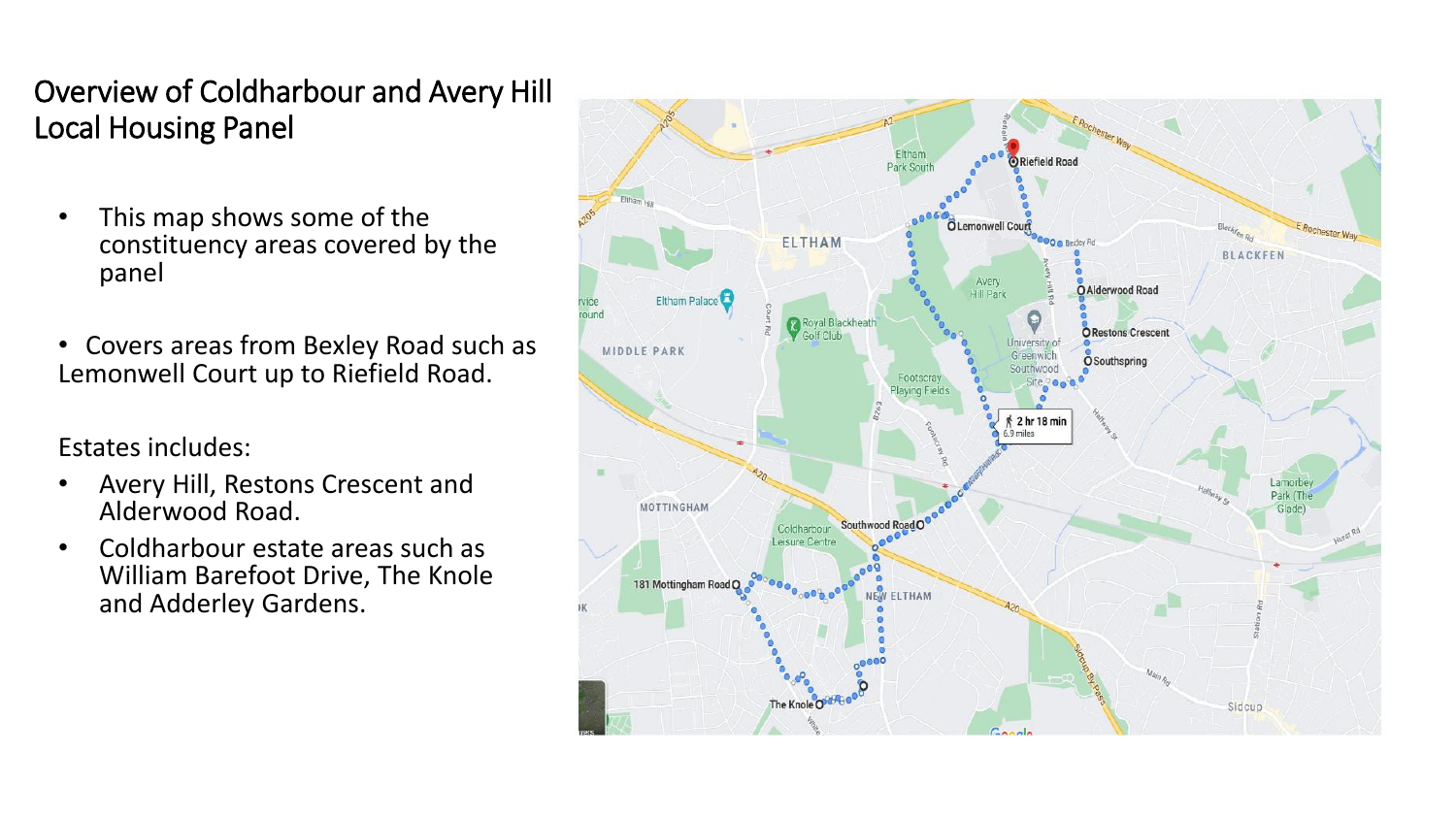# Overview of Coldharbour and Avery Hill Local Housing Panel

- This map shows some of the constituency areas covered by the panel

- Covers areas from Bexley Road such as Lemonwell Court up to Riefield Road.

Estates includes:

- Avery Hill, Restons Crescent and Alderwood Road.
- Coldharbour estate areas such as William Barefoot Drive, The Knole and Adderley Gardens.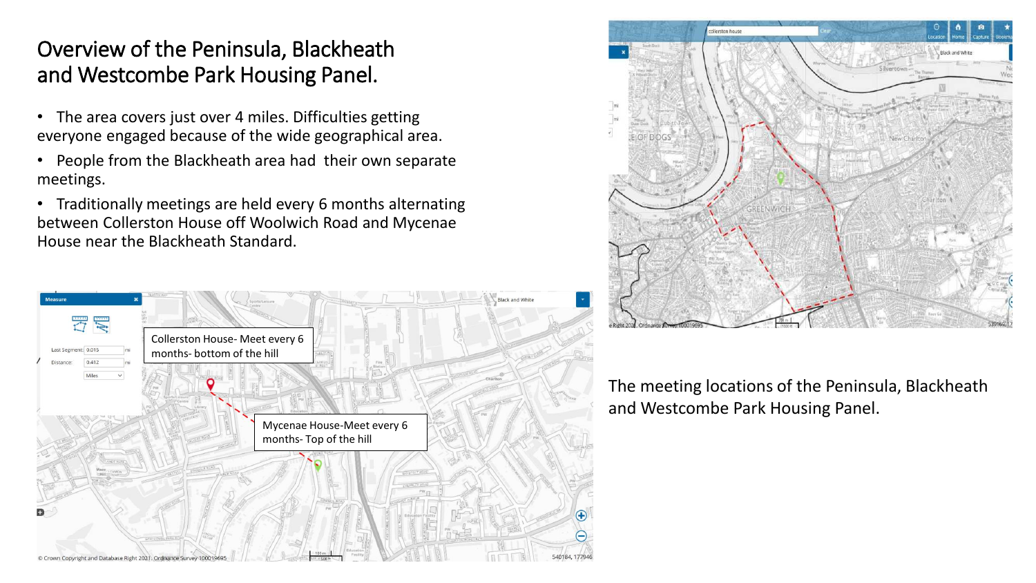# Overview of the Peninsula, Blackheath and Westcombe Park Housing Panel.

- The area covers just over 4 miles. Difficulties getting everyone engaged because of the wide geographical area.
- People from the Blackheath area had their own separate meetings.
- Traditionally meetings are held every 6 months alternating between Collerston House off Woolwich Road and Mycenae House near the Blackheath Standard.

Collerston House- Meet every 6 months- bottom of the hill

Mycenae House-Meet every 6 months- Top of the hill

The meeting locations of the Peninsula, Blackheath and Westcombe Park Housing Panel.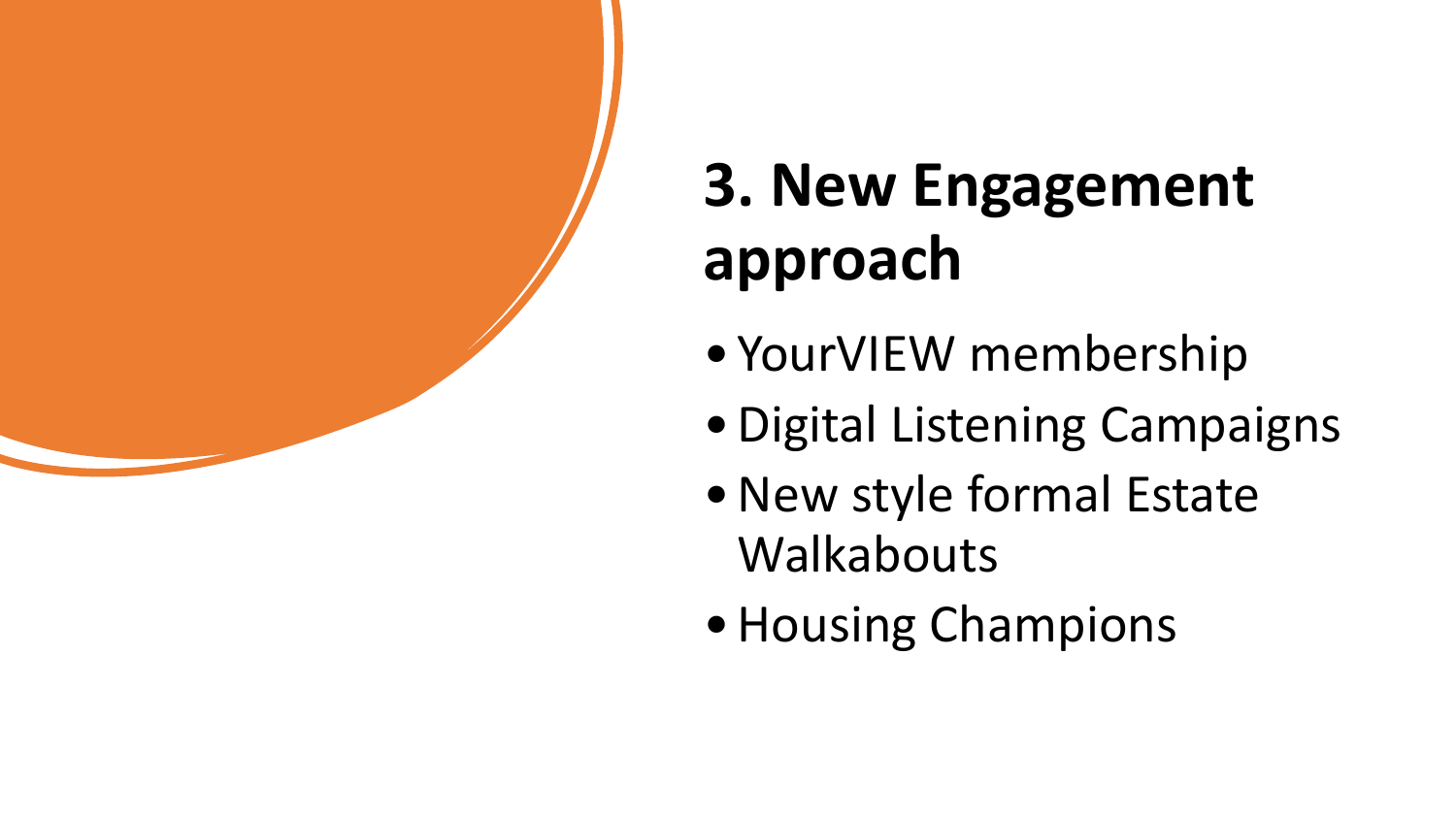# 3. New Engagement approach

- YourVIEW membership
- Digital Listening Campaigns
- New style formal Estate Walkabouts
- Housing Champions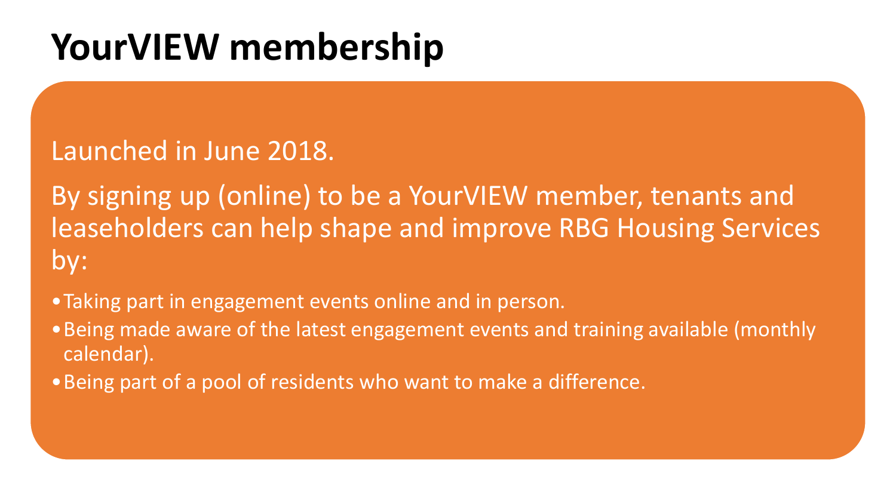# YourVIEW membership

Launched in June 2018.

By signing up (online) to be a YourVIEW member, tenants and leaseholders can help shape and improve RBG Housing Services by:

- Taking part in engagement events online and in person.
- Being made aware of the latest engagement events and training available (monthly calendar).
- Being part of a pool of residents who want to make a difference.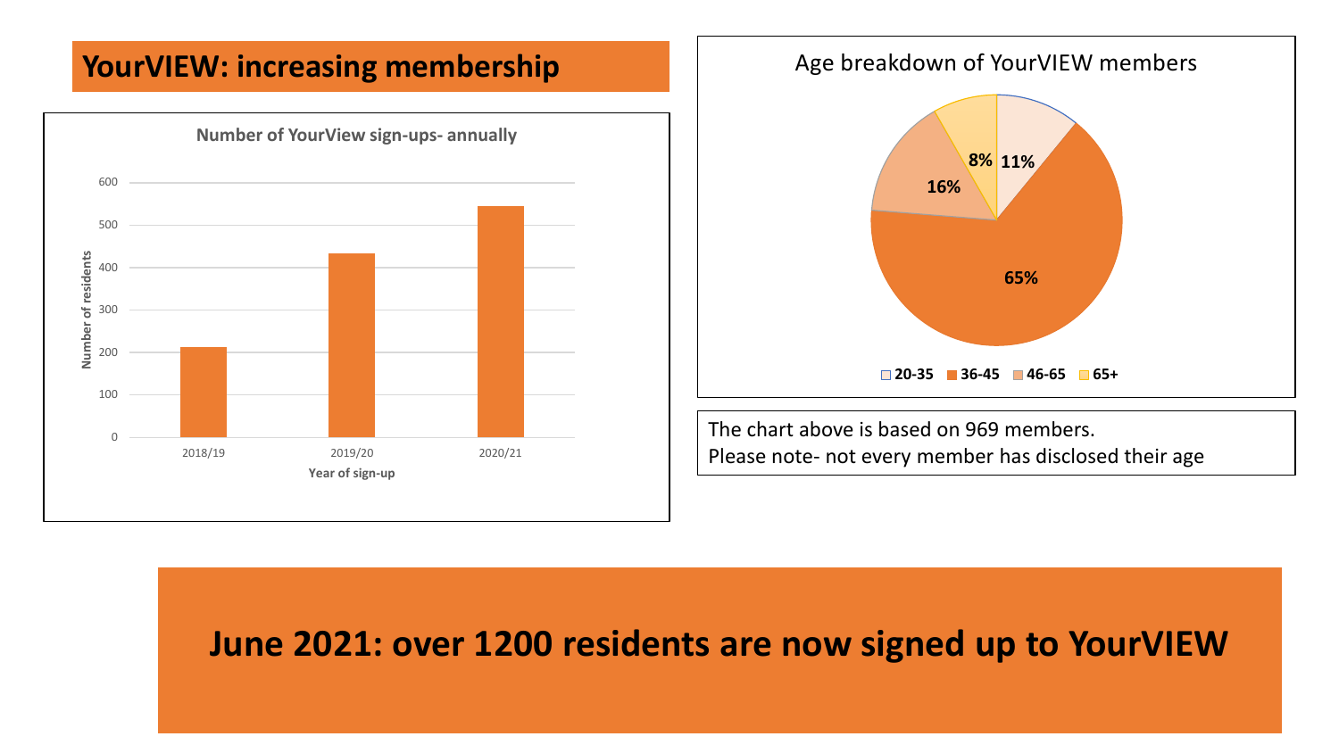## YourVIEW: increasing membership

**Number of YourView sign-ups- annually**

| Year of sign-up | Number of residents |
| --- | --- |
| 2018/19 | ~212 |
| 2019/20 | ~433 |
| 2020/21 | ~545 |

Age breakdown of YourVIEW members

| Age | Percentage |
| --- | --- |
| 20-35 | 11% |
| 36-45 | 65% |
| 46-65 | 16% |
| 65+ | 8% |

The chart above is based on 969 members.
Please note- not every member has disclosed their age

**June 2021: over 1200 residents are now signed up to YourVIEW**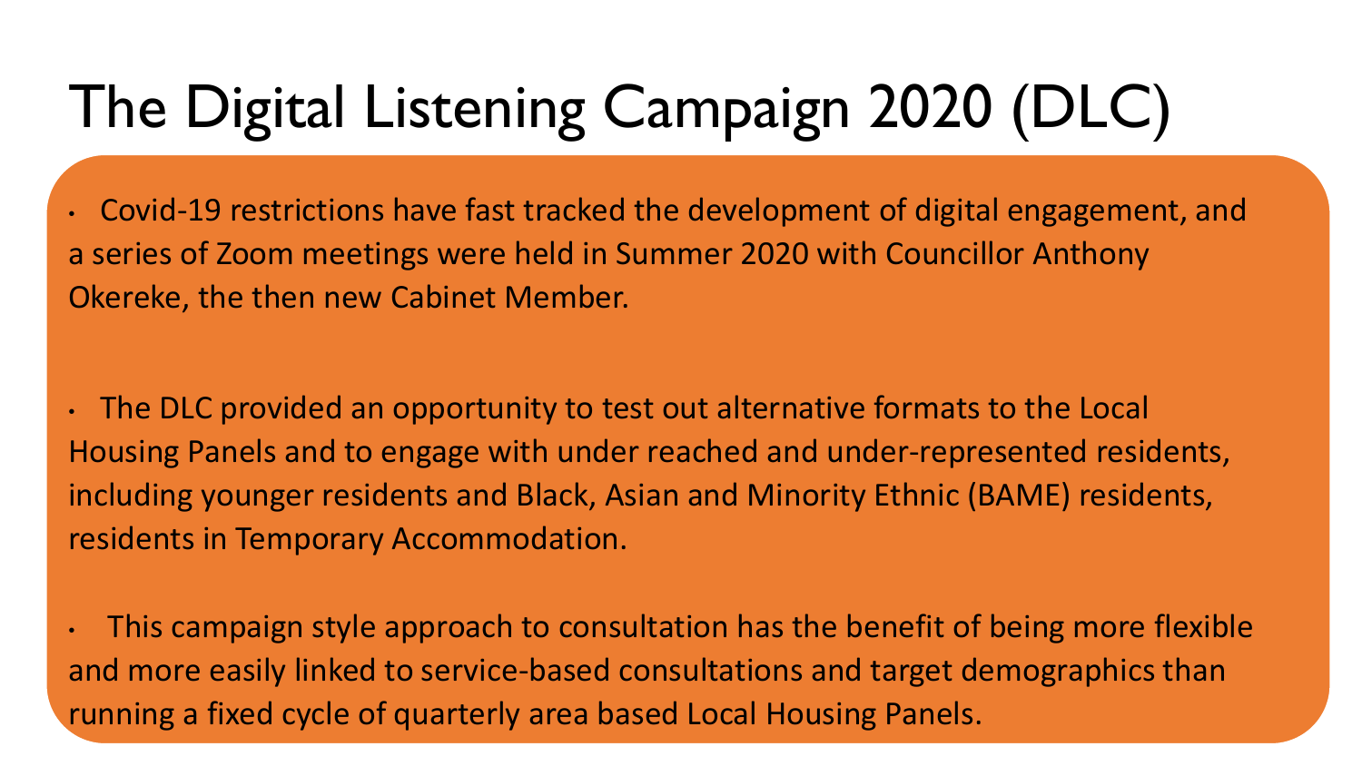# The Digital Listening Campaign 2020 (DLC)

- Covid-19 restrictions have fast tracked the development of digital engagement, and a series of Zoom meetings were held in Summer 2020 with Councillor Anthony Okereke, the then new Cabinet Member.

- The DLC provided an opportunity to test out alternative formats to the Local Housing Panels and to engage with under reached and under-represented residents, including younger residents and Black, Asian and Minority Ethnic (BAME) residents, residents in Temporary Accommodation.

- This campaign style approach to consultation has the benefit of being more flexible and more easily linked to service-based consultations and target demographics than running a fixed cycle of quarterly area based Local Housing Panels.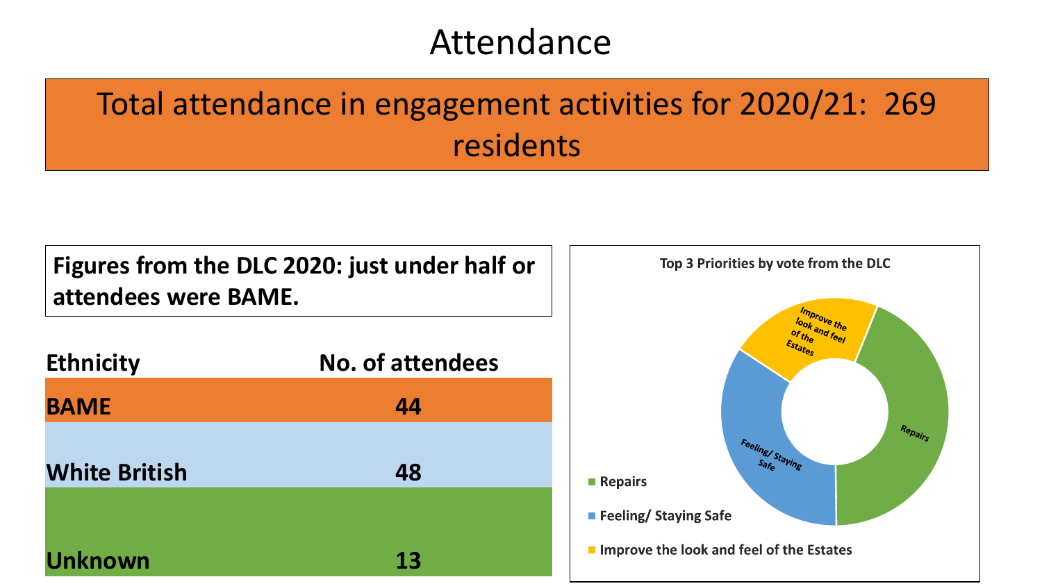# Attendance

## Total attendance in engagement activities for 2020/21: 269 residents

**Figures from the DLC 2020: just under half or attendees were BAME.**

| Ethnicity | No. of attendees |
| --- | --- |
| BAME | 44 |
| White British | 48 |
| Unknown | 13 |

**Top 3 Priorities by vote from the DLC**

- Repairs
- Feeling/ Staying Safe
- Improve the look and feel of the Estates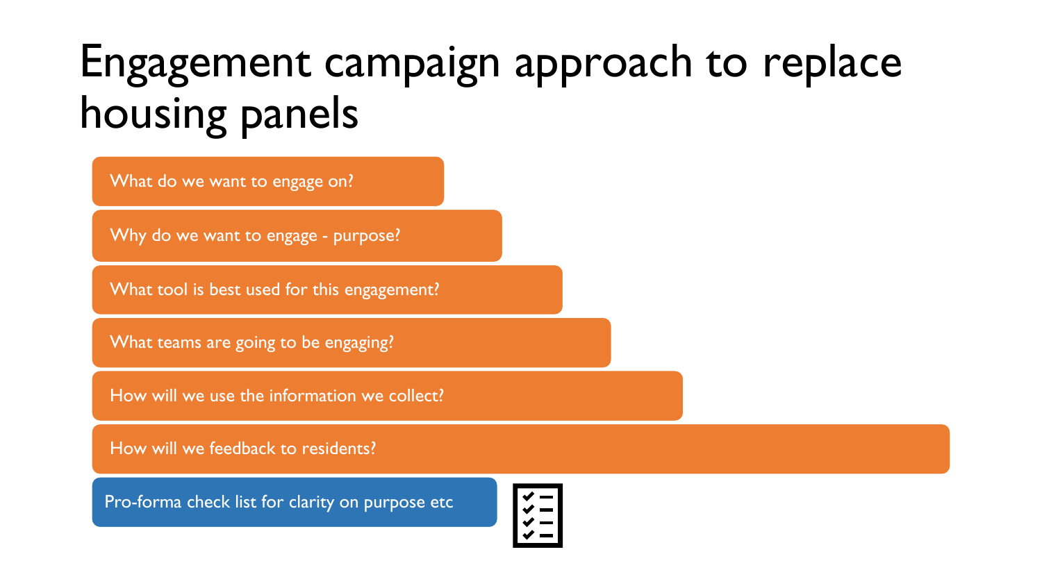# Engagement campaign approach to replace housing panels

- What do we want to engage on?
- Why do we want to engage - purpose?
- What tool is best used for this engagement?
- What teams are going to be engaging?
- How will we use the information we collect?
- How will we feedback to residents?

Pro-forma check list for clarity on purpose etc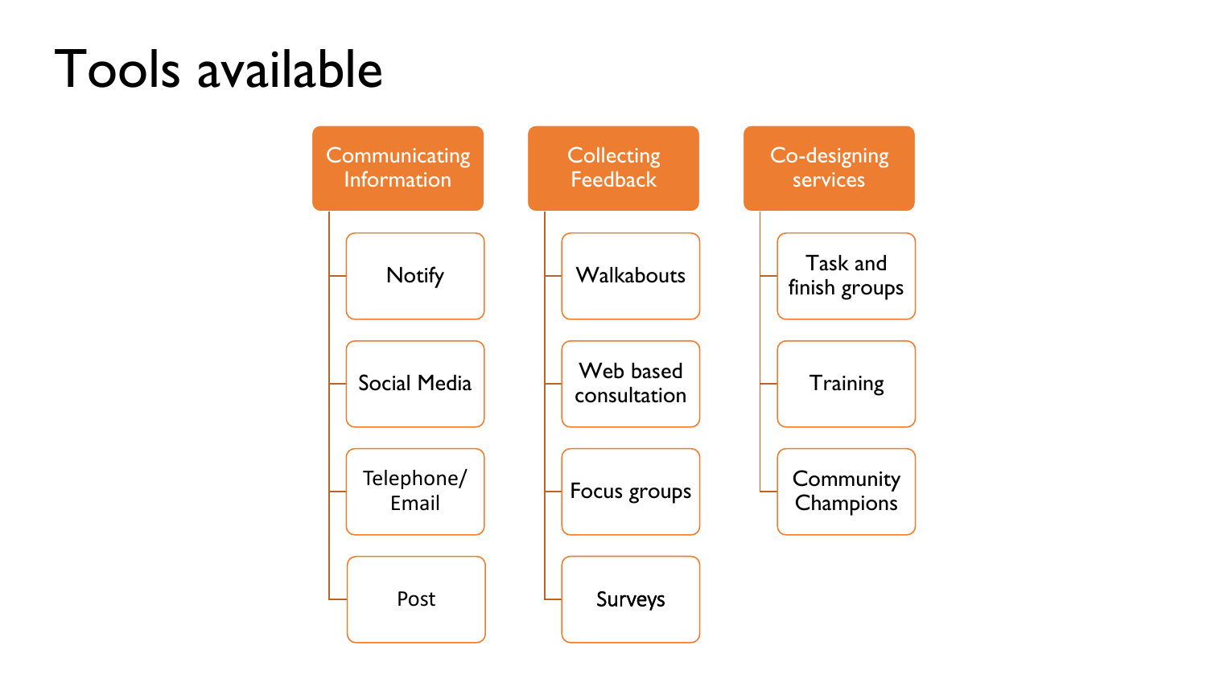# Tools available

- **Communicating Information**
  - Notify
  - Social Media
  - Telephone/ Email
  - Post
- **Collecting Feedback**
  - Walkabouts
  - Web based consultation
  - Focus groups
  - Surveys
- **Co-designing services**
  - Task and finish groups
  - Training
  - Community Champions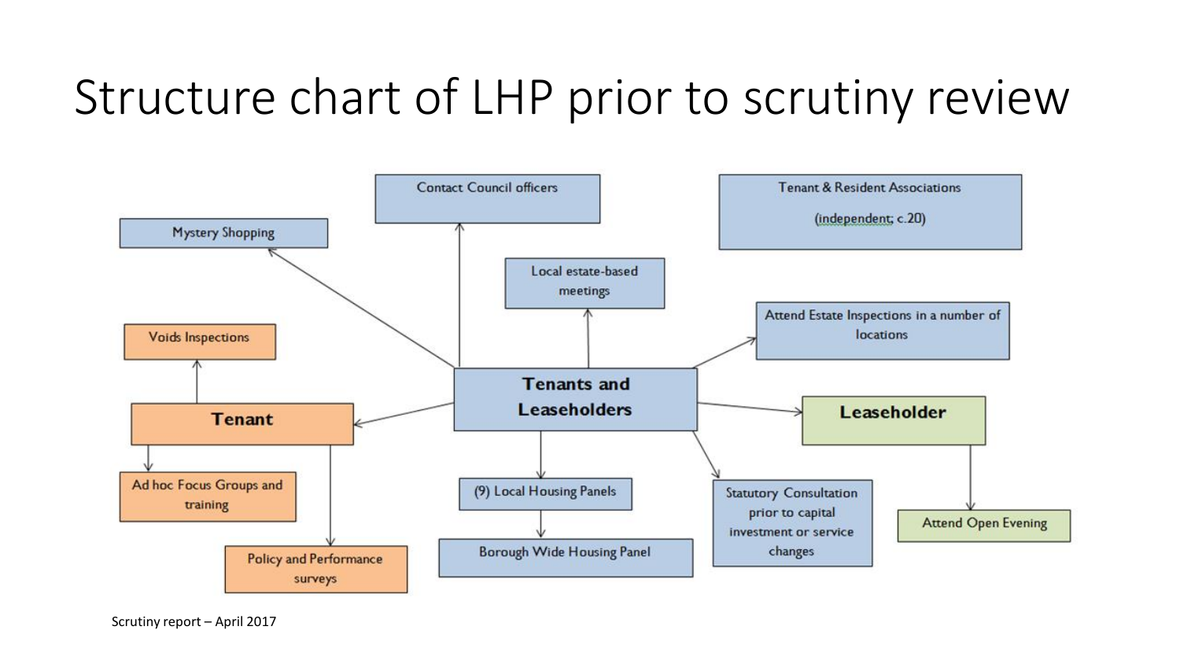# Structure chart of LHP prior to scrutiny review

- **Tenants and Leaseholders**
  - Mystery Shopping
  - Contact Council officers
  - Local estate-based meetings
  - Attend Estate Inspections in a number of locations
  - Statutory Consultation prior to capital investment or service changes
  - (9) Local Housing Panels
    - Borough Wide Housing Panel
  - **Tenant**
    - Voids Inspections
    - Ad hoc Focus Groups and training
    - Policy and Performance surveys
  - **Leaseholder**
    - Attend Open Evening

Tenant & Resident Associations (independent; c.20)

Scrutiny report – April 2017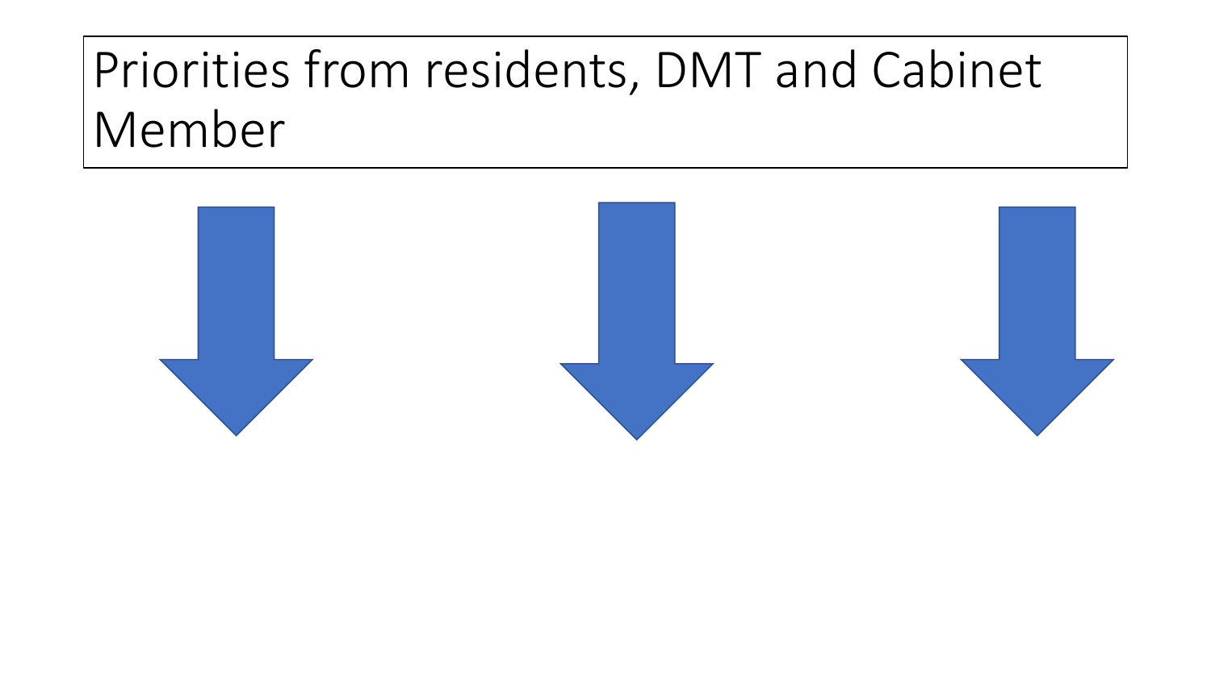Priorities from residents, DMT and Cabinet Member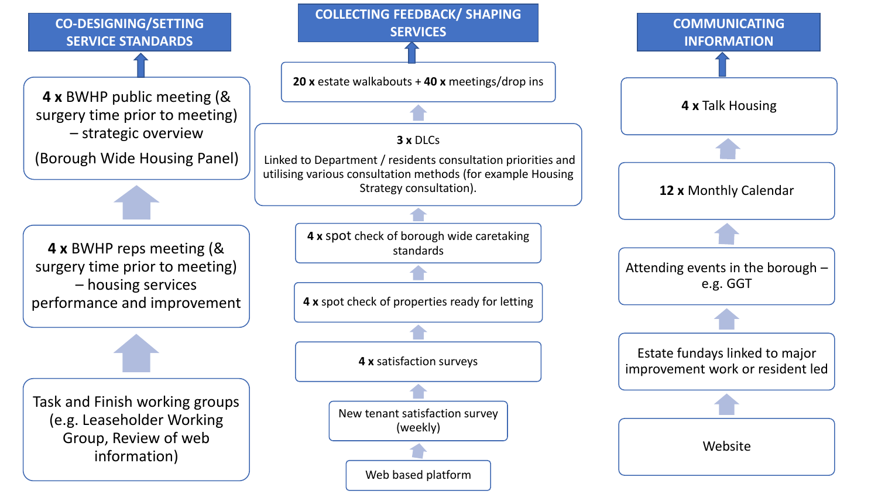## CO-DESIGNING/SETTING SERVICE STANDARDS

- **4 x** BWHP public meeting (& surgery time prior to meeting) – strategic overview (Borough Wide Housing Panel)
- **4 x** BWHP reps meeting (& surgery time prior to meeting) – housing services performance and improvement
- Task and Finish working groups (e.g. Leaseholder Working Group, Review of web information)

## COLLECTING FEEDBACK/ SHAPING SERVICES

- **20 x** estate walkabouts + **40 x** meetings/drop ins
- **3 x** DLCs
  Linked to Department / residents consultation priorities and utilising various consultation methods (for example Housing Strategy consultation).
- **4 x** spot check of borough wide caretaking standards
- **4 x** spot check of properties ready for letting
- **4 x** satisfaction surveys
- New tenant satisfaction survey (weekly)
- Web based platform

## COMMUNICATING INFORMATION

- **4 x** Talk Housing
- **12 x** Monthly Calendar
- Attending events in the borough – e.g. GGT
- Estate fundays linked to major improvement work or resident led
- Website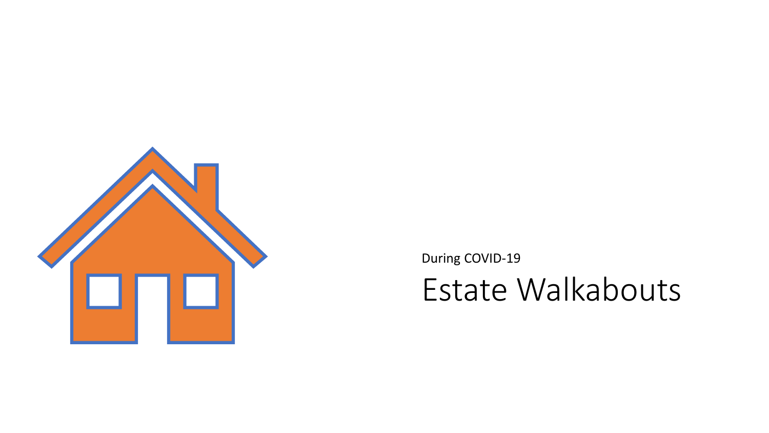During COVID-19

# Estate Walkabouts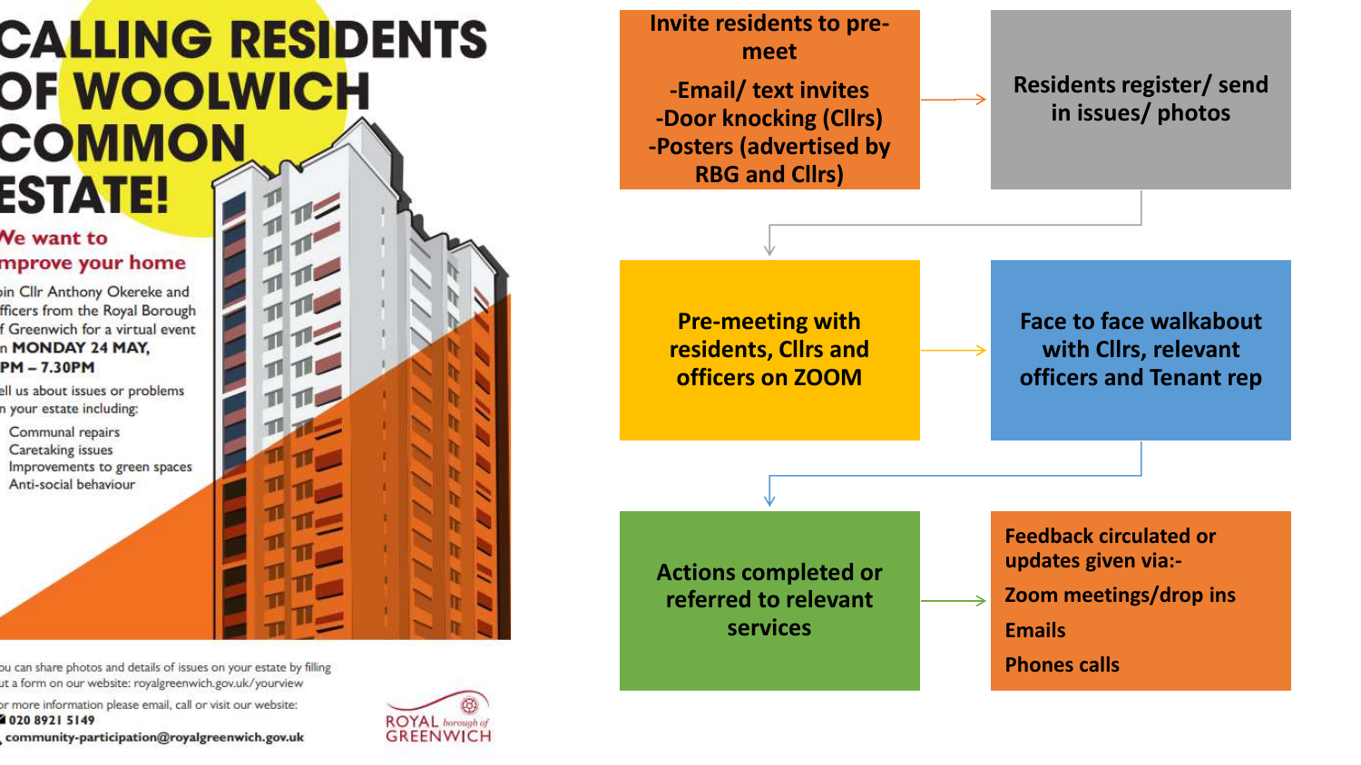# CALLING RESIDENTS OF WOOLWICH COMMON ESTATE!

**We want to improve your home**

Join Cllr Anthony Okereke and officers from the Royal Borough of Greenwich for a virtual event on **MONDAY 24 MAY, PM – 7.30PM**

Tell us about issues or problems on your estate including:

- Communal repairs
- Caretaking issues
- Improvements to green spaces
- Anti-social behaviour

You can share photos and details of issues on your estate by filling out a form on our website: royalgreenwich.gov.uk/yourview

For more information please email, call or visit our website:

**020 8921 5149**

**community-participation@royalgreenwich.gov.uk**

ROYAL borough of GREENWICH

---

**Invite residents to pre-meet**
- Email/ text invites
- Door knocking (Cllrs)
- Posters (advertised by RBG and Cllrs)

→ **Residents register/ send in issues/ photos**

→ **Pre-meeting with residents, Cllrs and officers on ZOOM**

→ **Face to face walkabout with Cllrs, relevant officers and Tenant rep**

→ **Actions completed or referred to relevant services**

→ **Feedback circulated or updates given via:-**
- **Zoom meetings/drop ins**
- **Emails**
- **Phones calls**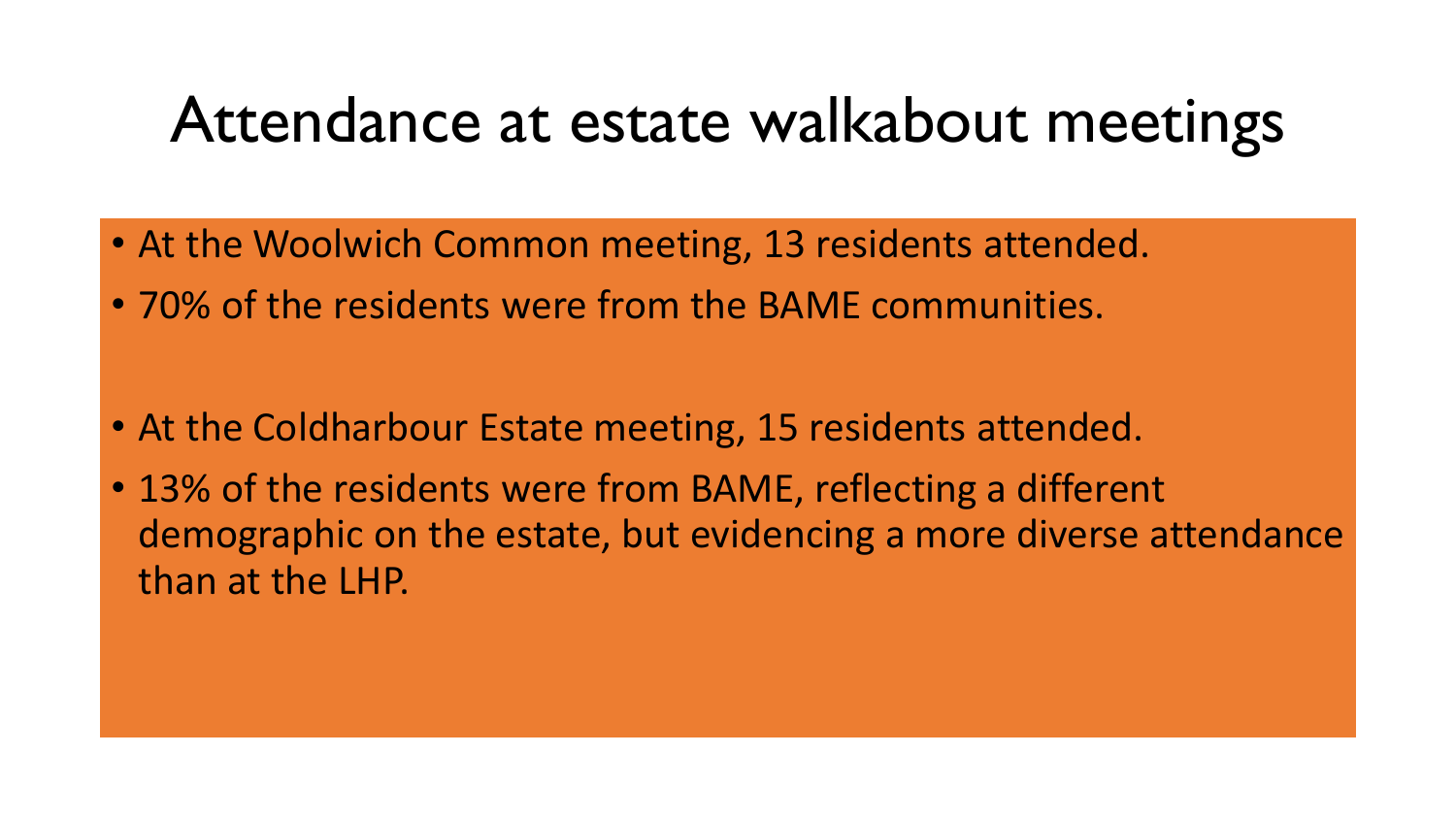# Attendance at estate walkabout meetings

- At the Woolwich Common meeting, 13 residents attended.
- 70% of the residents were from the BAME communities.

- At the Coldharbour Estate meeting, 15 residents attended.
- 13% of the residents were from BAME, reflecting a different demographic on the estate, but evidencing a more diverse attendance than at the LHP.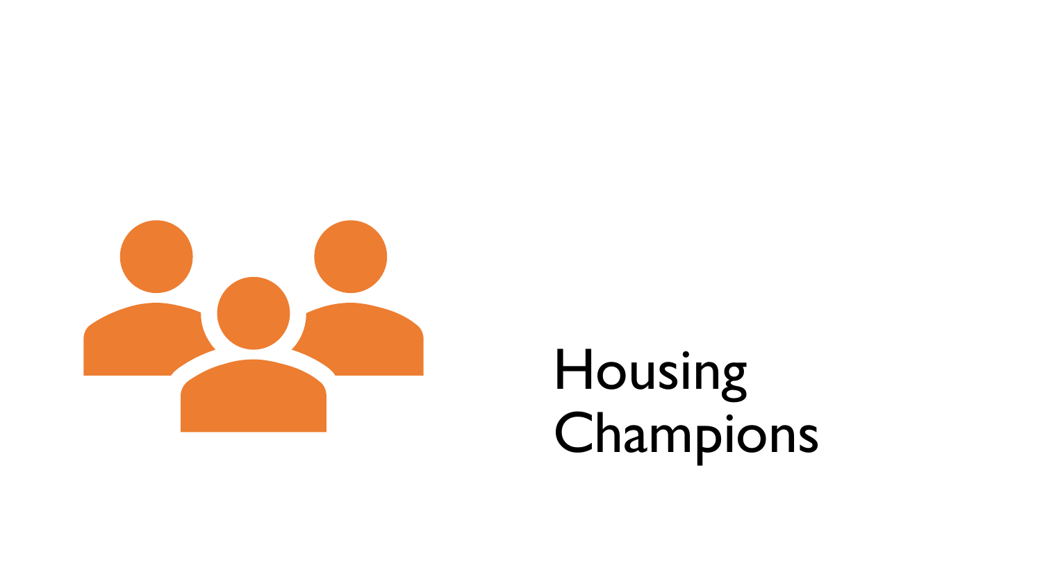# Housing Champions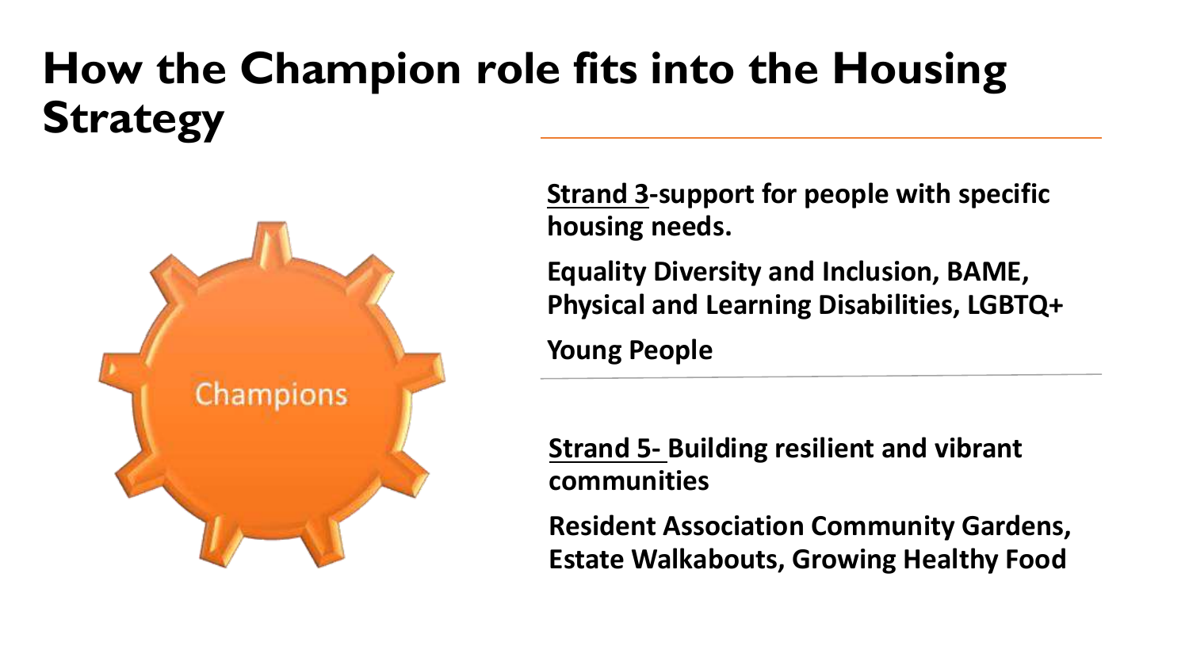# How the Champion role fits into the Housing Strategy

Champions

**Strand 3-support for people with specific housing needs.**

**Equality Diversity and Inclusion, BAME, Physical and Learning Disabilities, LGBTQ+**

**Young People**

**Strand 5- Building resilient and vibrant communities**

**Resident Association Community Gardens, Estate Walkabouts, Growing Healthy Food**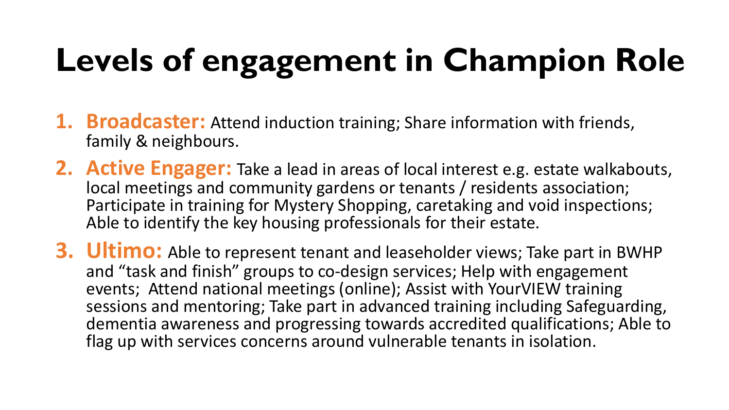# Levels of engagement in Champion Role

1. **Broadcaster:** Attend induction training; Share information with friends, family & neighbours.
2. **Active Engager:** Take a lead in areas of local interest e.g. estate walkabouts, local meetings and community gardens or tenants / residents association; Participate in training for Mystery Shopping, caretaking and void inspections; Able to identify the key housing professionals for their estate.
3. **Ultimo:** Able to represent tenant and leaseholder views; Take part in BWHP and "task and finish" groups to co-design services; Help with engagement events; Attend national meetings (online); Assist with YourVIEW training sessions and mentoring; Take part in advanced training including Safeguarding, dementia awareness and progressing towards accredited qualifications; Able to flag up with services concerns around vulnerable tenants in isolation.